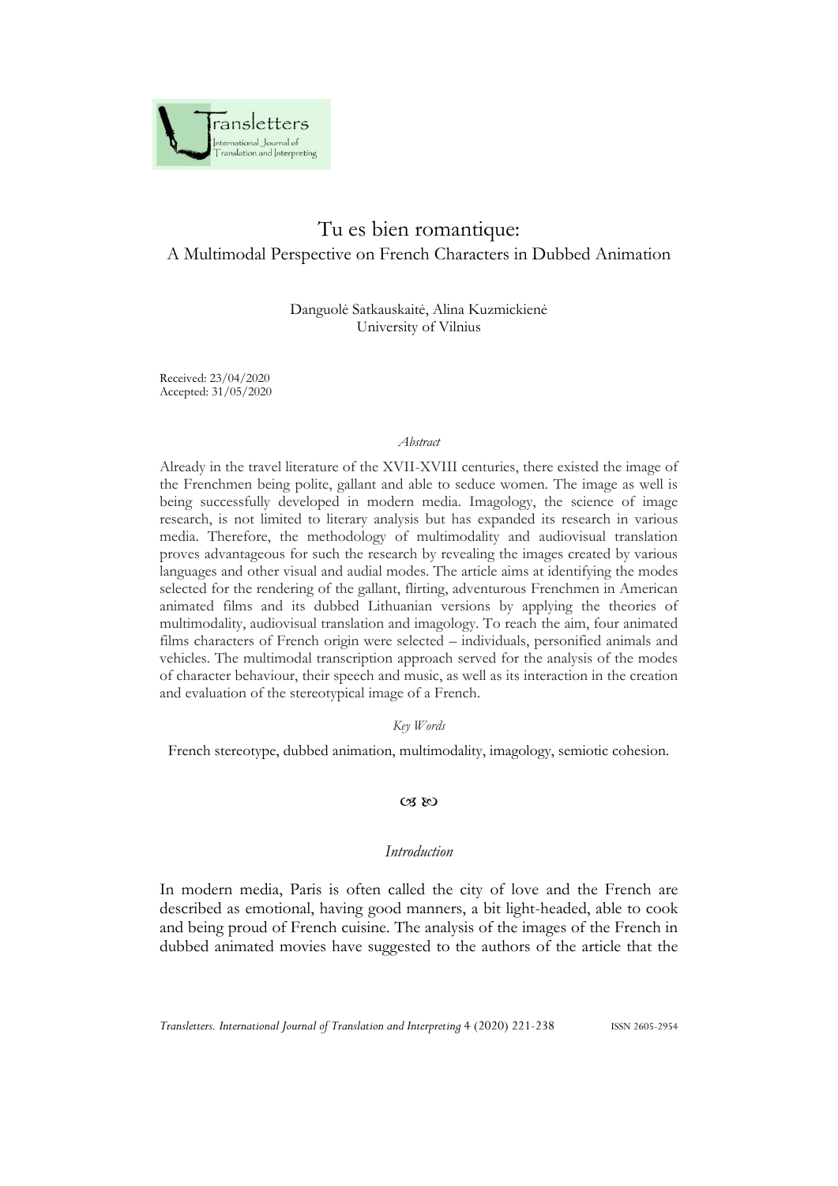# Tu es bien romantique:

## A Multimodal Perspective on French Characters in Dubbed Animation

Danguolė Satkauskaitė, Alina Kuzmickienė
University of Vilnius

Received: 23/04/2020
Accepted: 31/05/2020

*Abstract*

Already in the travel literature of the XVII-XVIII centuries, there existed the image of the Frenchmen being polite, gallant and able to seduce women. The image as well is being successfully developed in modern media. Imagology, the science of image research, is not limited to literary analysis but has expanded its research in various media. Therefore, the methodology of multimodality and audiovisual translation proves advantageous for such the research by revealing the images created by various languages and other visual and audial modes. The article aims at identifying the modes selected for the rendering of the gallant, flirting, adventurous Frenchmen in American animated films and its dubbed Lithuanian versions by applying the theories of multimodality, audiovisual translation and imagology. To reach the aim, four animated films characters of French origin were selected – individuals, personified animals and vehicles. The multimodal transcription approach served for the analysis of the modes of character behaviour, their speech and music, as well as its interaction in the creation and evaluation of the stereotypical image of a French.

*Key Words*

French stereotype, dubbed animation, multimodality, imagology, semiotic cohesion.

## *Introduction*

In modern media, Paris is often called the city of love and the French are described as emotional, having good manners, a bit light-headed, able to cook and being proud of French cuisine. The analysis of the images of the French in dubbed animated movies have suggested to the authors of the article that the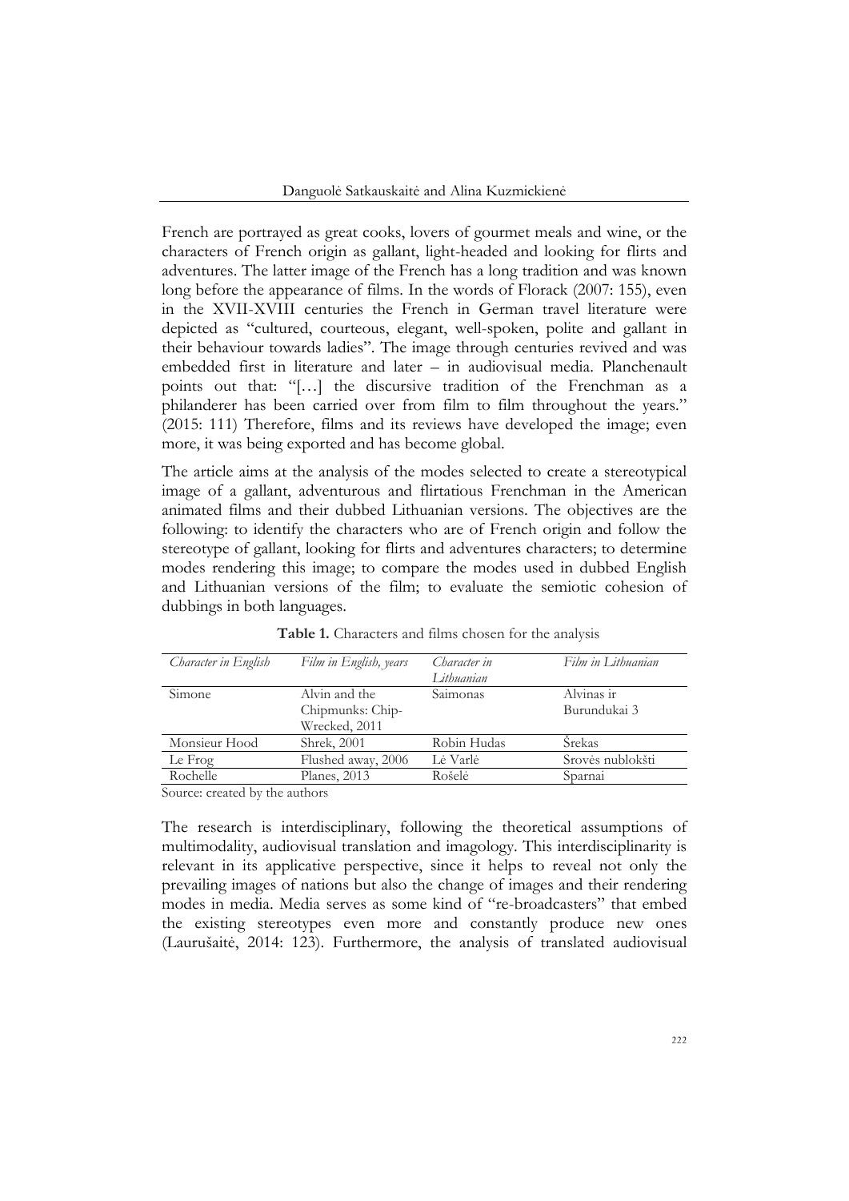French are portrayed as great cooks, lovers of gourmet meals and wine, or the characters of French origin as gallant, light-headed and looking for flirts and adventures. The latter image of the French has a long tradition and was known long before the appearance of films. In the words of Florack (2007: 155), even in the XVII-XVIII centuries the French in German travel literature were depicted as "cultured, courteous, elegant, well-spoken, polite and gallant in their behaviour towards ladies". The image through centuries revived and was embedded first in literature and later – in audiovisual media. Planchenault points out that: "[…] the discursive tradition of the Frenchman as a philanderer has been carried over from film to film throughout the years." (2015: 111) Therefore, films and its reviews have developed the image; even more, it was being exported and has become global.

The article aims at the analysis of the modes selected to create a stereotypical image of a gallant, adventurous and flirtatious Frenchman in the American animated films and their dubbed Lithuanian versions. The objectives are the following: to identify the characters who are of French origin and follow the stereotype of gallant, looking for flirts and adventures characters; to determine modes rendering this image; to compare the modes used in dubbed English and Lithuanian versions of the film; to evaluate the semiotic cohesion of dubbings in both languages.

**Table 1.** Characters and films chosen for the analysis

| *Character in English* | *Film in English, years* | *Character in Lithuanian* | *Film in Lithuanian* |
|---|---|---|---|
| Simone | Alvin and the Chipmunks: Chip-Wrecked, 2011 | Saimonas | Alvinas ir Burundukai 3 |
| Monsieur Hood | Shrek, 2001 | Robin Hudas | Šrekas |
| Le Frog | Flushed away, 2006 | Lė Varlė | Srovės nublokšti |
| Rochelle | Planes, 2013 | Rošelė | Sparnai |

Source: created by the authors

The research is interdisciplinary, following the theoretical assumptions of multimodality, audiovisual translation and imagology. This interdisciplinarity is relevant in its applicative perspective, since it helps to reveal not only the prevailing images of nations but also the change of images and their rendering modes in media. Media serves as some kind of "re-broadcasters" that embed the existing stereotypes even more and constantly produce new ones (Laurušaitė, 2014: 123). Furthermore, the analysis of translated audiovisual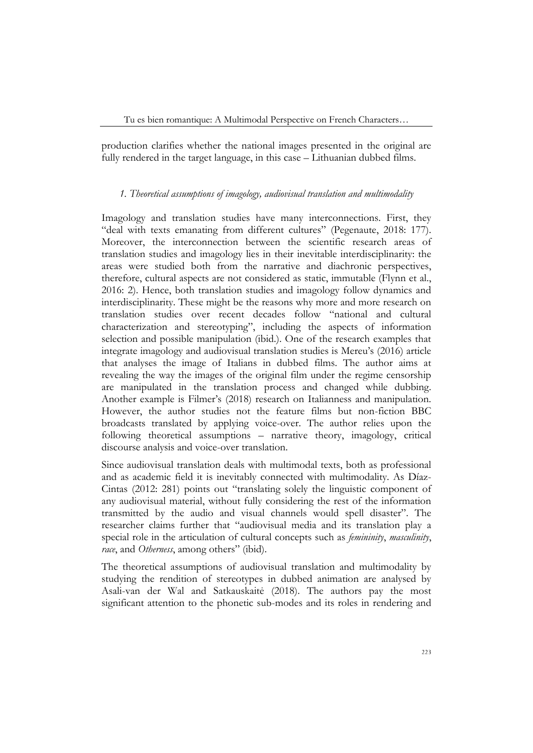production clarifies whether the national images presented in the original are fully rendered in the target language, in this case – Lithuanian dubbed films.

### *1. Theoretical assumptions of imagology, audiovisual translation and multimodality*

Imagology and translation studies have many interconnections. First, they "deal with texts emanating from different cultures" (Pegenaute, 2018: 177). Moreover, the interconnection between the scientific research areas of translation studies and imagology lies in their inevitable interdisciplinarity: the areas were studied both from the narrative and diachronic perspectives, therefore, cultural aspects are not considered as static, immutable (Flynn et al., 2016: 2). Hence, both translation studies and imagology follow dynamics and interdisciplinarity. These might be the reasons why more and more research on translation studies over recent decades follow "national and cultural characterization and stereotyping", including the aspects of information selection and possible manipulation (ibid.). One of the research examples that integrate imagology and audiovisual translation studies is Mereu's (2016) article that analyses the image of Italians in dubbed films. The author aims at revealing the way the images of the original film under the regime censorship are manipulated in the translation process and changed while dubbing. Another example is Filmer's (2018) research on Italianness and manipulation. However, the author studies not the feature films but non-fiction BBC broadcasts translated by applying voice-over. The author relies upon the following theoretical assumptions – narrative theory, imagology, critical discourse analysis and voice-over translation.

Since audiovisual translation deals with multimodal texts, both as professional and as academic field it is inevitably connected with multimodality. As Díaz-Cintas (2012: 281) points out "translating solely the linguistic component of any audiovisual material, without fully considering the rest of the information transmitted by the audio and visual channels would spell disaster". The researcher claims further that "audiovisual media and its translation play a special role in the articulation of cultural concepts such as *femininity*, *masculinity*, *race*, and *Otherness*, among others" (ibid).

The theoretical assumptions of audiovisual translation and multimodality by studying the rendition of stereotypes in dubbed animation are analysed by Asali-van der Wal and Satkauskaitė (2018). The authors pay the most significant attention to the phonetic sub-modes and its roles in rendering and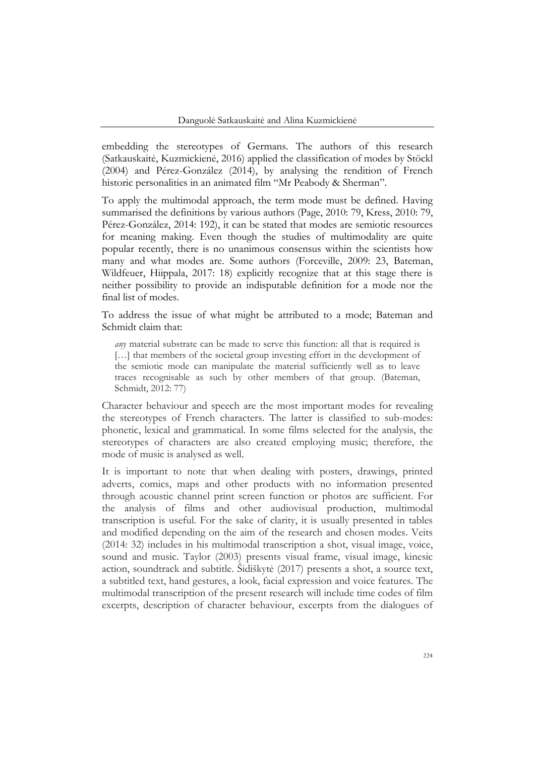embedding the stereotypes of Germans. The authors of this research (Satkauskaitė, Kuzmickienė, 2016) applied the classification of modes by Stöckl (2004) and Pérez-González (2014), by analysing the rendition of French historic personalities in an animated film "Mr Peabody & Sherman".

To apply the multimodal approach, the term mode must be defined. Having summarised the definitions by various authors (Page, 2010: 79, Kress, 2010: 79, Pérez-González, 2014: 192), it can be stated that modes are semiotic resources for meaning making. Even though the studies of multimodality are quite popular recently, there is no unanimous consensus within the scientists how many and what modes are. Some authors (Forceville, 2009: 23, Bateman, Wildfeuer, Hiippala, 2017: 18) explicitly recognize that at this stage there is neither possibility to provide an indisputable definition for a mode nor the final list of modes.

To address the issue of what might be attributed to a mode; Bateman and Schmidt claim that:

> *any* material substrate can be made to serve this function: all that is required is […] that members of the societal group investing effort in the development of the semiotic mode can manipulate the material sufficiently well as to leave traces recognisable as such by other members of that group. (Bateman, Schmidt, 2012: 77)

Character behaviour and speech are the most important modes for revealing the stereotypes of French characters. The latter is classified to sub-modes: phonetic, lexical and grammatical. In some films selected for the analysis, the stereotypes of characters are also created employing music; therefore, the mode of music is analysed as well.

It is important to note that when dealing with posters, drawings, printed adverts, comics, maps and other products with no information presented through acoustic channel print screen function or photos are sufficient. For the analysis of films and other audiovisual production, multimodal transcription is useful. For the sake of clarity, it is usually presented in tables and modified depending on the aim of the research and chosen modes. Veits (2014: 32) includes in his multimodal transcription a shot, visual image, voice, sound and music. Taylor (2003) presents visual frame, visual image, kinesic action, soundtrack and subtitle. Šidiškytė (2017) presents a shot, a source text, a subtitled text, hand gestures, a look, facial expression and voice features. The multimodal transcription of the present research will include time codes of film excerpts, description of character behaviour, excerpts from the dialogues of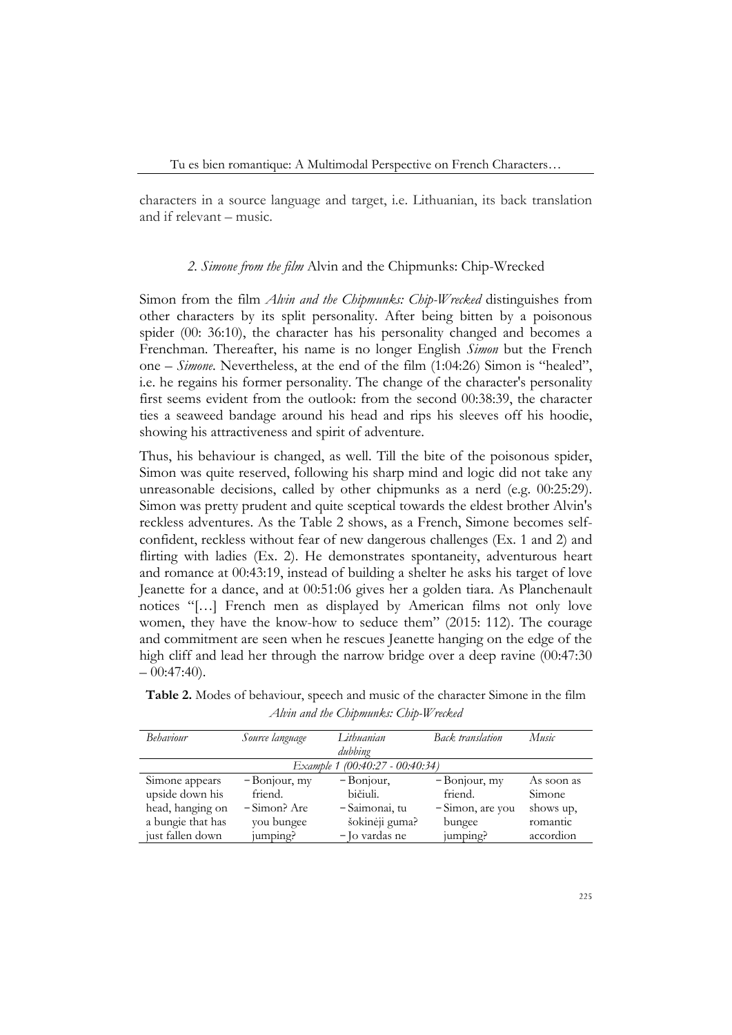characters in a source language and target, i.e. Lithuanian, its back translation and if relevant – music.

### *2. Simone from the film* Alvin and the Chipmunks: Chip-Wrecked

Simon from the film *Alvin and the Chipmunks: Chip-Wrecked* distinguishes from other characters by its split personality. After being bitten by a poisonous spider (00: 36:10), the character has his personality changed and becomes a Frenchman. Thereafter, his name is no longer English *Simon* but the French one – *Simone*. Nevertheless, at the end of the film (1:04:26) Simon is "healed", i.e. he regains his former personality. The change of the character's personality first seems evident from the outlook: from the second 00:38:39, the character ties a seaweed bandage around his head and rips his sleeves off his hoodie, showing his attractiveness and spirit of adventure.

Thus, his behaviour is changed, as well. Till the bite of the poisonous spider, Simon was quite reserved, following his sharp mind and logic did not take any unreasonable decisions, called by other chipmunks as a nerd (e.g. 00:25:29). Simon was pretty prudent and quite sceptical towards the eldest brother Alvin's reckless adventures. As the Table 2 shows, as a French, Simone becomes self-confident, reckless without fear of new dangerous challenges (Ex. 1 and 2) and flirting with ladies (Ex. 2). He demonstrates spontaneity, adventurous heart and romance at 00:43:19, instead of building a shelter he asks his target of love Jeanette for a dance, and at 00:51:06 gives her a golden tiara. As Planchenault notices "[…] French men as displayed by American films not only love women, they have the know-how to seduce them" (2015: 112). The courage and commitment are seen when he rescues Jeanette hanging on the edge of the high cliff and lead her through the narrow bridge over a deep ravine (00:47:30 – 00:47:40).

**Table 2.** Modes of behaviour, speech and music of the character Simone in the film *Alvin and the Chipmunks: Chip-Wrecked*

| *Behaviour* | *Source language* | *Lithuanian dubbing* | *Back translation* | *Music* |
|---|---|---|---|---|
| *Example 1 (00:40:27 - 00:40:34)* | | | | |
| Simone appears upside down his head, hanging on a bungie that has just fallen down | – Bonjour, my friend. – Simon? Are you bungee jumping? | – Bonjour, bičiuli. – Saimonai, tu šokinėji guma? – Jo vardas ne | – Bonjour, my friend. – Simon, are you bungee jumping? | As soon as Simone shows up, romantic accordion |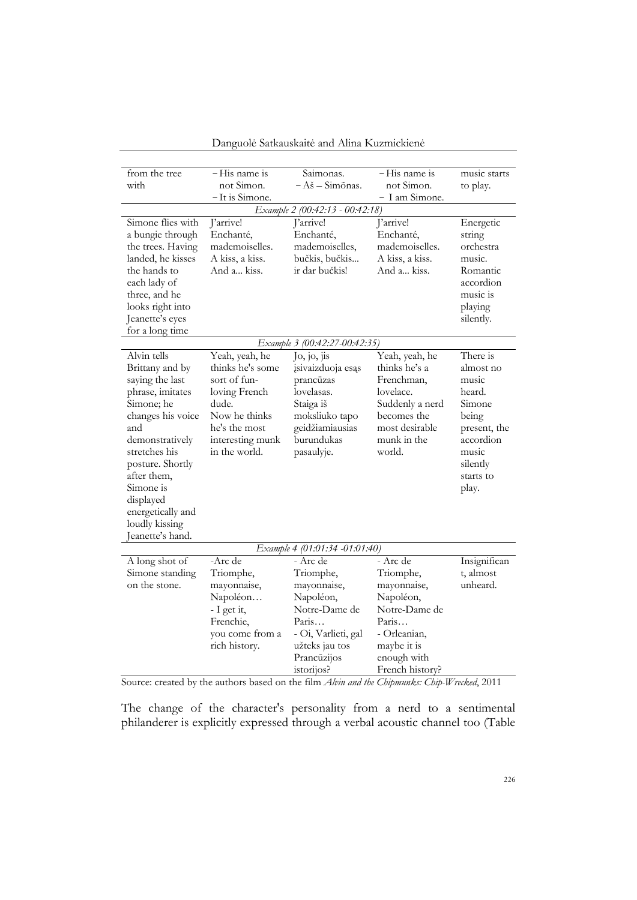| | | | | |
|---|---|---|---|---|
| from the tree with | – His name is not Simon. – It is Simone. | Saimonas. – Aš – Simõnas. | – His name is not Simon. – I am Simone. | music starts to play. |
| *Example 2 (00:42:13 - 00:42:18)* | | | | |
| Simone flies with a bungie through the trees. Having landed, he kisses the hands to each lady of three, and he looks right into Jeanette's eyes for a long time | J'arrive! Enchanté, mademoiselles. A kiss, a kiss. And a... kiss. | J'arrive! Enchanté, mademoiselles, bučkis, bučkis... ir dar bučkis! | J'arrive! Enchanté, mademoiselles. A kiss, a kiss. And a... kiss. | Energetic string orchestra music. Romantic accordion music is playing silently. |
| *Example 3 (00:42:27-00:42:35)* | | | | |
| Alvin tells Brittany and by saying the last phrase, imitates Simone; he changes his voice and demonstratively stretches his posture. Shortly after them, Simone is displayed energetically and loudly kissing Jeanette's hand. | Yeah, yeah, he thinks he's some sort of fun-loving French dude. Now he thinks he's the most interesting munk in the world. | Jo, jo, jis įsivaizduoja esąs prancūzas lovelasas. Staiga iš moksliuko tapo geidžiamiausias burundukas pasaulyje. | Yeah, yeah, he thinks he's a Frenchman, lovelace. Suddenly a nerd becomes the most desirable munk in the world. | There is almost no music heard. Simone being present, the accordion music silently starts to play. |
| *Example 4 (01:01:34 -01:01:40)* | | | | |
| A long shot of Simone standing on the stone. | -Arc de Triomphe, mayonnaise, Napoléon… - I get it, Frenchie, you come from a rich history. | - Arc de Triomphe, mayonnaise, Napoléon, Notre-Dame de Paris… - Oi, Varlieti, gal užteks jau tos Prancūzijos istorijos? | - Arc de Triomphe, mayonnaise, Napoléon, Notre-Dame de Paris… - Orleanian, maybe it is enough with French history? | Insignificant, almost unheard. |

Source: created by the authors based on the film *Alvin and the Chipmunks: Chip-Wrecked*, 2011

The change of the character's personality from a nerd to a sentimental philanderer is explicitly expressed through a verbal acoustic channel too (Table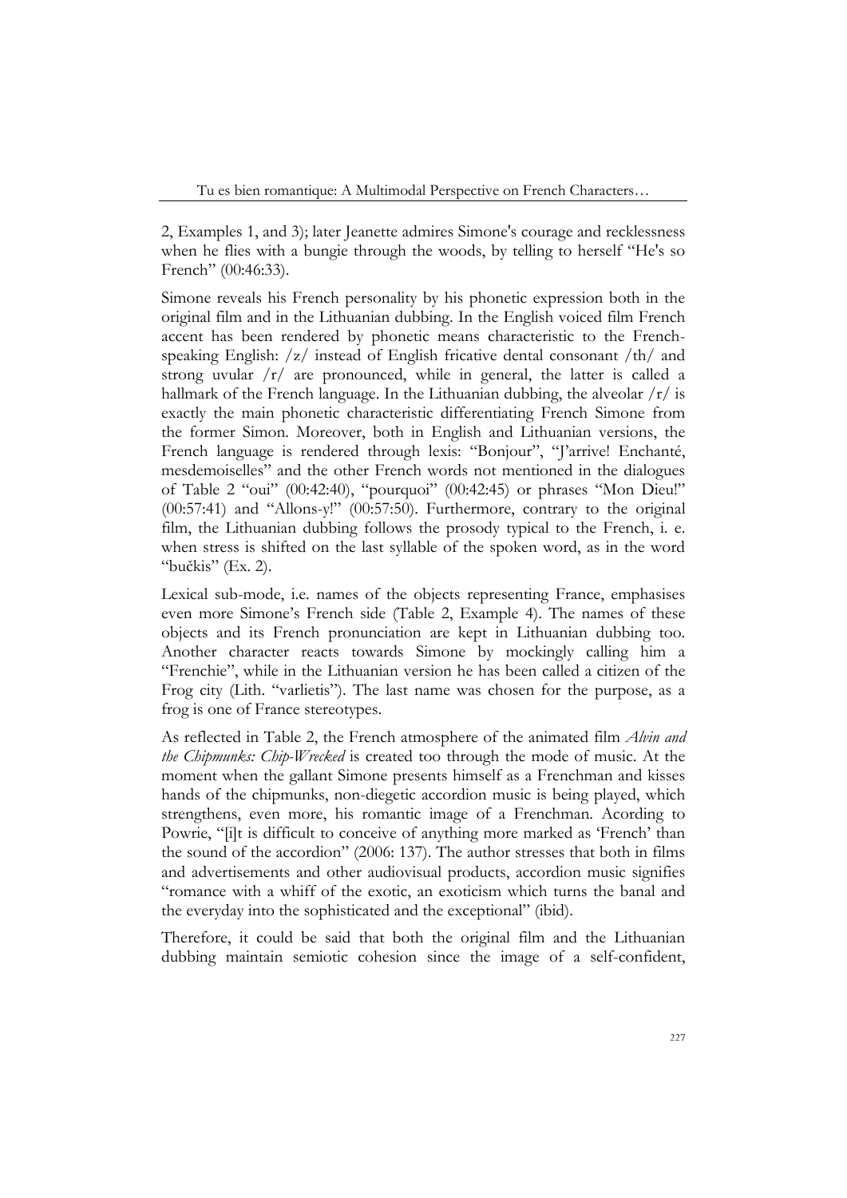2, Examples 1, and 3); later Jeanette admires Simone's courage and recklessness when he flies with a bungie through the woods, by telling to herself "He's so French" (00:46:33).

Simone reveals his French personality by his phonetic expression both in the original film and in the Lithuanian dubbing. In the English voiced film French accent has been rendered by phonetic means characteristic to the French-speaking English: /z/ instead of English fricative dental consonant /th/ and strong uvular /r/ are pronounced, while in general, the latter is called a hallmark of the French language. In the Lithuanian dubbing, the alveolar /r/ is exactly the main phonetic characteristic differentiating French Simone from the former Simon. Moreover, both in English and Lithuanian versions, the French language is rendered through lexis: "Bonjour", "J'arrive! Enchanté, mesdemoiselles" and the other French words not mentioned in the dialogues of Table 2 "oui" (00:42:40), "pourquoi" (00:42:45) or phrases "Mon Dieu!" (00:57:41) and "Allons-y!" (00:57:50). Furthermore, contrary to the original film, the Lithuanian dubbing follows the prosody typical to the French, i. e. when stress is shifted on the last syllable of the spoken word, as in the word "bučkis" (Ex. 2).

Lexical sub-mode, i.e. names of the objects representing France, emphasises even more Simone's French side (Table 2, Example 4). The names of these objects and its French pronunciation are kept in Lithuanian dubbing too. Another character reacts towards Simone by mockingly calling him a "Frenchie", while in the Lithuanian version he has been called a citizen of the Frog city (Lith. "varlietis"). The last name was chosen for the purpose, as a frog is one of France stereotypes.

As reflected in Table 2, the French atmosphere of the animated film *Alvin and the Chipmunks: Chip-Wrecked* is created too through the mode of music. At the moment when the gallant Simone presents himself as a Frenchman and kisses hands of the chipmunks, non-diegetic accordion music is being played, which strengthens, even more, his romantic image of a Frenchman. Acording to Powrie, "[i]t is difficult to conceive of anything more marked as 'French' than the sound of the accordion" (2006: 137). The author stresses that both in films and advertisements and other audiovisual products, accordion music signifies "romance with a whiff of the exotic, an exoticism which turns the banal and the everyday into the sophisticated and the exceptional" (ibid).

Therefore, it could be said that both the original film and the Lithuanian dubbing maintain semiotic cohesion since the image of a self-confident,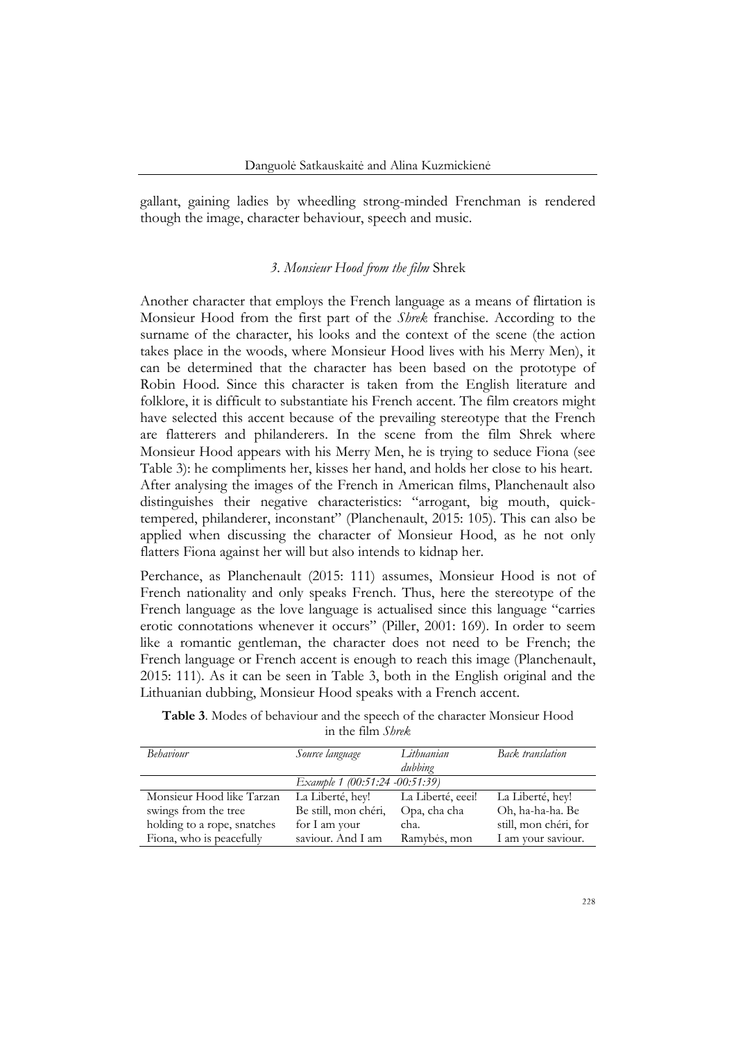gallant, gaining ladies by wheedling strong-minded Frenchman is rendered though the image, character behaviour, speech and music.

### *3. Monsieur Hood from the film* Shrek

Another character that employs the French language as a means of flirtation is Monsieur Hood from the first part of the *Shrek* franchise. According to the surname of the character, his looks and the context of the scene (the action takes place in the woods, where Monsieur Hood lives with his Merry Men), it can be determined that the character has been based on the prototype of Robin Hood. Since this character is taken from the English literature and folklore, it is difficult to substantiate his French accent. The film creators might have selected this accent because of the prevailing stereotype that the French are flatterers and philanderers. In the scene from the film Shrek where Monsieur Hood appears with his Merry Men, he is trying to seduce Fiona (see Table 3): he compliments her, kisses her hand, and holds her close to his heart. After analysing the images of the French in American films, Planchenault also distinguishes their negative characteristics: "arrogant, big mouth, quick-tempered, philanderer, inconstant" (Planchenault, 2015: 105). This can also be applied when discussing the character of Monsieur Hood, as he not only flatters Fiona against her will but also intends to kidnap her.

Perchance, as Planchenault (2015: 111) assumes, Monsieur Hood is not of French nationality and only speaks French. Thus, here the stereotype of the French language as the love language is actualised since this language "carries erotic connotations whenever it occurs" (Piller, 2001: 169). In order to seem like a romantic gentleman, the character does not need to be French; the French language or French accent is enough to reach this image (Planchenault, 2015: 111). As it can be seen in Table 3, both in the English original and the Lithuanian dubbing, Monsieur Hood speaks with a French accent.

**Table 3**. Modes of behaviour and the speech of the character Monsieur Hood in the film *Shrek*

| *Behaviour* | *Source language* | *Lithuanian dubbing* | *Back translation* |
|---|---|---|---|
| | *Example 1 (00:51:24 -00:51:39)* | | |
| Monsieur Hood like Tarzan swings from the tree holding to a rope, snatches Fiona, who is peacefully | La Liberté, hey! Be still, mon chéri, for I am your saviour. And I am | La Liberté, eeei! Opa, cha cha cha. Ramybės, mon | La Liberté, hey! Oh, ha-ha-ha. Be still, mon chéri, for I am your saviour. |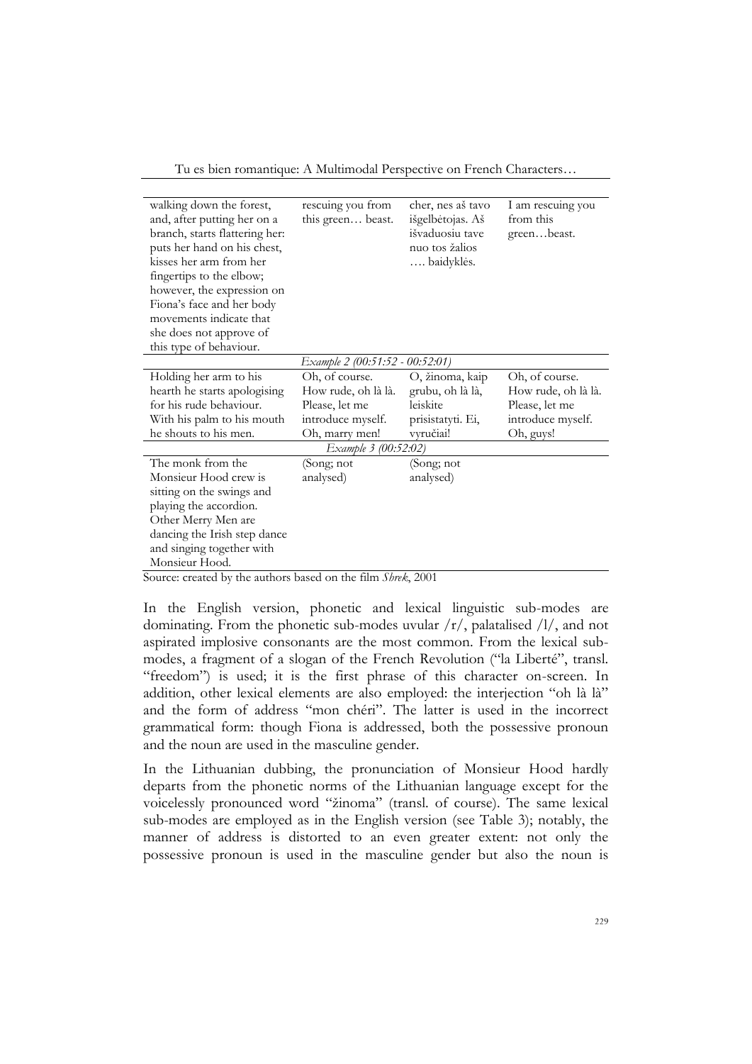| | | | |
|---|---|---|---|
| walking down the forest, and, after putting her on a branch, starts flattering her: puts her hand on his chest, kisses her arm from her fingertips to the elbow; however, the expression on Fiona's face and her body movements indicate that she does not approve of this type of behaviour. | rescuing you from this green… beast. | cher, nes aš tavo išgelbėtojas. Aš išvaduosiu tave nuo tos žalios …. baidyklės. | I am rescuing you from this green…beast. |
| *Example 2 (00:51:52 - 00:52:01)* | | | |
| Holding her arm to his hearth he starts apologising for his rude behaviour. With his palm to his mouth he shouts to his men. | Oh, of course. How rude, oh là là. Please, let me introduce myself. Oh, marry men! | O, žinoma, kaip grubu, oh là là, leiskite prisistatyti. Ei, vyručiai! | Oh, of course. How rude, oh là là. Please, let me introduce myself. Oh, guys! |
| *Example 3 (00:52:02)* | | | |
| The monk from the Monsieur Hood crew is sitting on the swings and playing the accordion. Other Merry Men are dancing the Irish step dance and singing together with Monsieur Hood. | (Song; not analysed) | (Song; not analysed) | |

Source: created by the authors based on the film *Shrek*, 2001

In the English version, phonetic and lexical linguistic sub-modes are dominating. From the phonetic sub-modes uvular /r/, palatalised /l/, and not aspirated implosive consonants are the most common. From the lexical sub-modes, a fragment of a slogan of the French Revolution ("la Liberté", transl. "freedom") is used; it is the first phrase of this character on-screen. In addition, other lexical elements are also employed: the interjection "oh là là" and the form of address "mon chéri". The latter is used in the incorrect grammatical form: though Fiona is addressed, both the possessive pronoun and the noun are used in the masculine gender.

In the Lithuanian dubbing, the pronunciation of Monsieur Hood hardly departs from the phonetic norms of the Lithuanian language except for the voicelessly pronounced word "žinoma" (transl. of course). The same lexical sub-modes are employed as in the English version (see Table 3); notably, the manner of address is distorted to an even greater extent: not only the possessive pronoun is used in the masculine gender but also the noun is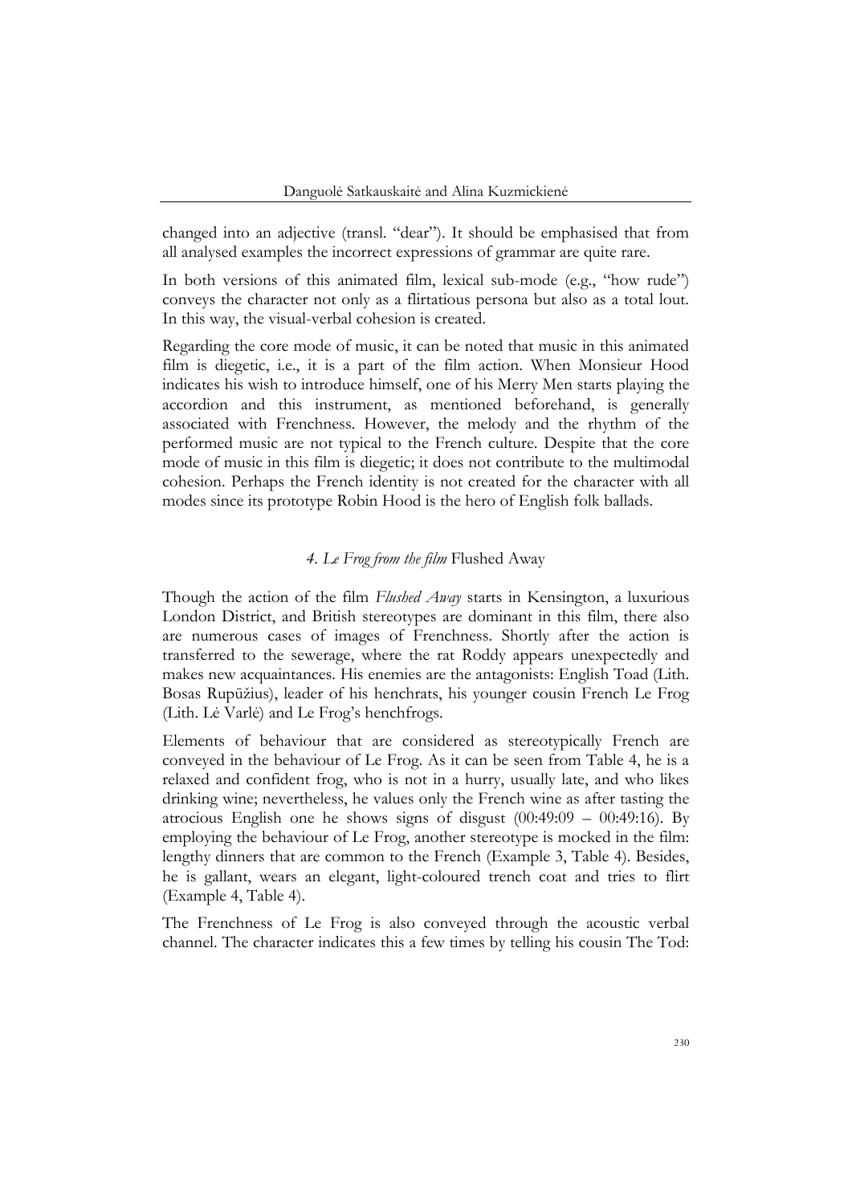changed into an adjective (transl. "dear"). It should be emphasised that from all analysed examples the incorrect expressions of grammar are quite rare.

In both versions of this animated film, lexical sub-mode (e.g., "how rude") conveys the character not only as a flirtatious persona but also as a total lout. In this way, the visual-verbal cohesion is created.

Regarding the core mode of music, it can be noted that music in this animated film is diegetic, i.e., it is a part of the film action. When Monsieur Hood indicates his wish to introduce himself, one of his Merry Men starts playing the accordion and this instrument, as mentioned beforehand, is generally associated with Frenchness. However, the melody and the rhythm of the performed music are not typical to the French culture. Despite that the core mode of music in this film is diegetic; it does not contribute to the multimodal cohesion. Perhaps the French identity is not created for the character with all modes since its prototype Robin Hood is the hero of English folk ballads.

### *4. Le Frog from the film* Flushed Away

Though the action of the film *Flushed Away* starts in Kensington, a luxurious London District, and British stereotypes are dominant in this film, there also are numerous cases of images of Frenchness. Shortly after the action is transferred to the sewerage, where the rat Roddy appears unexpectedly and makes new acquaintances. His enemies are the antagonists: English Toad (Lith. Bosas Rupūžius), leader of his henchrats, his younger cousin French Le Frog (Lith. Lė Varlė) and Le Frog's henchfrogs.

Elements of behaviour that are considered as stereotypically French are conveyed in the behaviour of Le Frog. As it can be seen from Table 4, he is a relaxed and confident frog, who is not in a hurry, usually late, and who likes drinking wine; nevertheless, he values only the French wine as after tasting the atrocious English one he shows signs of disgust (00:49:09 – 00:49:16). By employing the behaviour of Le Frog, another stereotype is mocked in the film: lengthy dinners that are common to the French (Example 3, Table 4). Besides, he is gallant, wears an elegant, light-coloured trench coat and tries to flirt (Example 4, Table 4).

The Frenchness of Le Frog is also conveyed through the acoustic verbal channel. The character indicates this a few times by telling his cousin The Tod: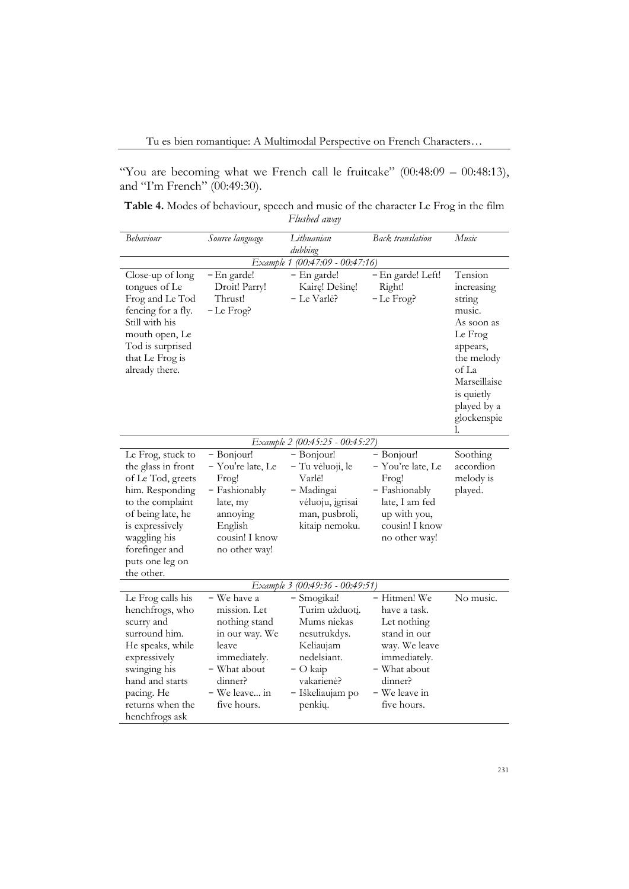"You are becoming what we French call le fruitcake" (00:48:09 – 00:48:13), and "I'm French" (00:49:30).

**Table 4.** Modes of behaviour, speech and music of the character Le Frog in the film *Flushed away*

| *Behaviour* | *Source language* | *Lithuanian dubbing* | *Back translation* | *Music* |
|---|---|---|---|---|
| *Example 1 (00:47:09 - 00:47:16)* | | | | |
| Close-up of long tongues of Le Frog and Le Tod fencing for a fly. Still with his mouth open, Le Tod is surprised that Le Frog is already there. | – En garde! Droit! Parry! Thrust!<br>– Le Frog? | – En garde! Kairę! Dešinę!<br>– Le Varlė? | – En garde! Left! Right!<br>– Le Frog? | Tension increasing string music. As soon as Le Frog appears, the melody of La Marseillaise is quietly played by a glockenspiel. |
| *Example 2 (00:45:25 - 00:45:27)* | | | | |
| Le Frog, stuck to the glass in front of Le Tod, greets him. Responding to the complaint of being late, he is expressively waggling his forefinger and puts one leg on the other. | – Bonjour!<br>– You're late, Le Frog!<br>– Fashionably late, my annoying English cousin! I know no other way! | – Bonjour!<br>– Tu vėluoji, le Varlė!<br>– Madingai vėluoju, įgrisai man, pusbroli, kitaip nemoku. | – Bonjour!<br>– You're late, Le Frog!<br>– Fashionably late, I am fed up with you, cousin! I know no other way! | Soothing accordion melody is played. |
| *Example 3 (00:49:36 - 00:49:51)* | | | | |
| Le Frog calls his henchfrogs, who scurry and surround him. He speaks, while expressively swinging his hand and starts pacing. He returns when the henchfrogs ask | – We have a mission. Let nothing stand in our way. We leave immediately.<br>– What about dinner?<br>– We leave... in five hours. | – Smogikai! Turim užduotį. Mums niekas nesutrukdys. Keliaujam nedelsiant.<br>– O kaip vakarienė?<br>– Iškeliaujam po penkių. | – Hitmen! We have a task. Let nothing stand in our way. We leave immediately.<br>– What about dinner?<br>– We leave in five hours. | No music. |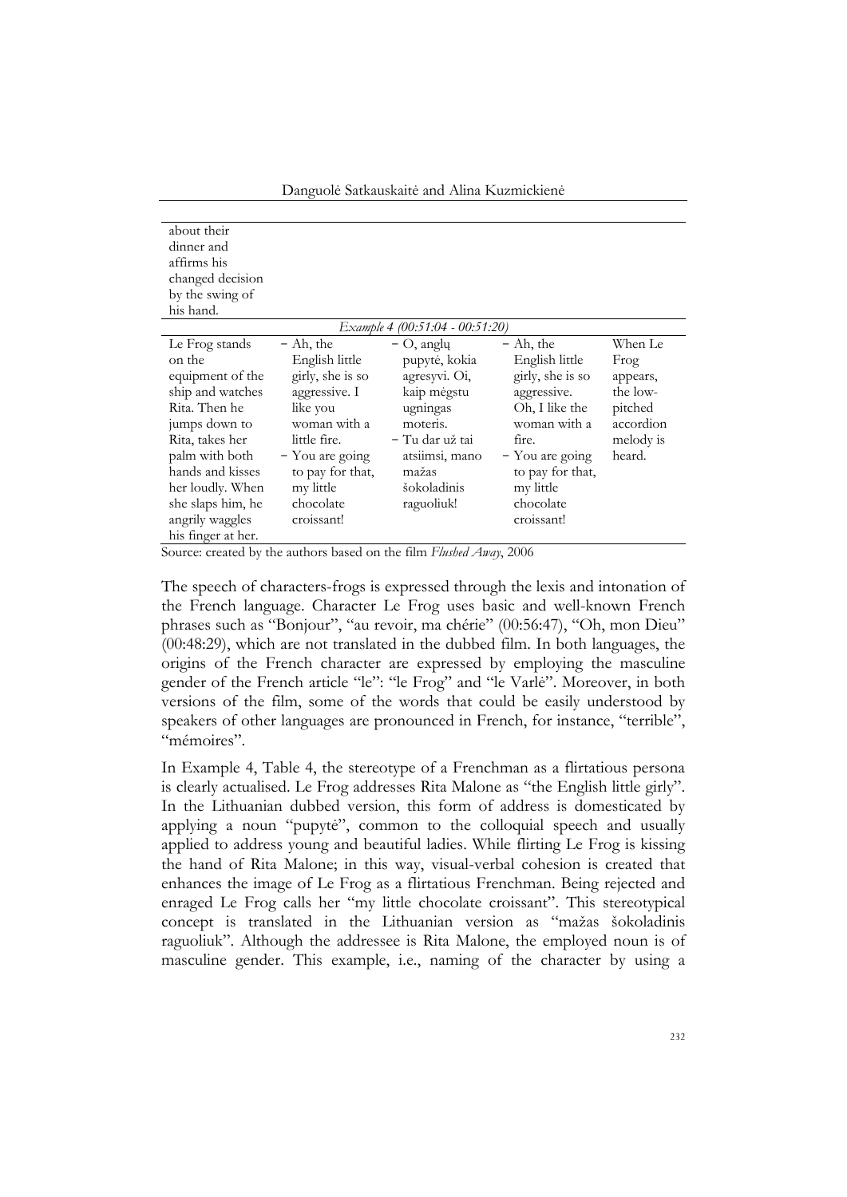| | | | | |
|---|---|---|---|---|
| about their dinner and affirms his changed decision by the swing of his hand. | | | | |
| *Example 4 (00:51:04 - 00:51:20)* | | | | |
| Le Frog stands on the equipment of the ship and watches Rita. Then he jumps down to Rita, takes her palm with both hands and kisses her loudly. When she slaps him, he angrily waggles his finger at her. | – Ah, the English little girly, she is so aggressive. I like you woman with a little fire. – You are going to pay for that, my little chocolate croissant! | – O, anglų pupytė, kokia agresyvi. Oi, kaip mėgstu ugningas moteris. – Tu dar už tai atsiimsi, mano mažas šokoladinis raguoliuk! | – Ah, the English little girly, she is so aggressive. Oh, I like the woman with a fire. – You are going to pay for that, my little chocolate croissant! | When Le Frog appears, the low-pitched accordion melody is heard. |

Source: created by the authors based on the film *Flushed Away*, 2006

The speech of characters-frogs is expressed through the lexis and intonation of the French language. Character Le Frog uses basic and well-known French phrases such as "Bonjour", "au revoir, ma chérie" (00:56:47), "Oh, mon Dieu" (00:48:29), which are not translated in the dubbed film. In both languages, the origins of the French character are expressed by employing the masculine gender of the French article "le": "le Frog" and "le Varlė". Moreover, in both versions of the film, some of the words that could be easily understood by speakers of other languages are pronounced in French, for instance, "terrible", "mémoires".

In Example 4, Table 4, the stereotype of a Frenchman as a flirtatious persona is clearly actualised. Le Frog addresses Rita Malone as "the English little girly". In the Lithuanian dubbed version, this form of address is domesticated by applying a noun "pupytė", common to the colloquial speech and usually applied to address young and beautiful ladies. While flirting Le Frog is kissing the hand of Rita Malone; in this way, visual-verbal cohesion is created that enhances the image of Le Frog as a flirtatious Frenchman. Being rejected and enraged Le Frog calls her "my little chocolate croissant". This stereotypical concept is translated in the Lithuanian version as "mažas šokoladinis raguoliuk". Although the addressee is Rita Malone, the employed noun is of masculine gender. This example, i.e., naming of the character by using a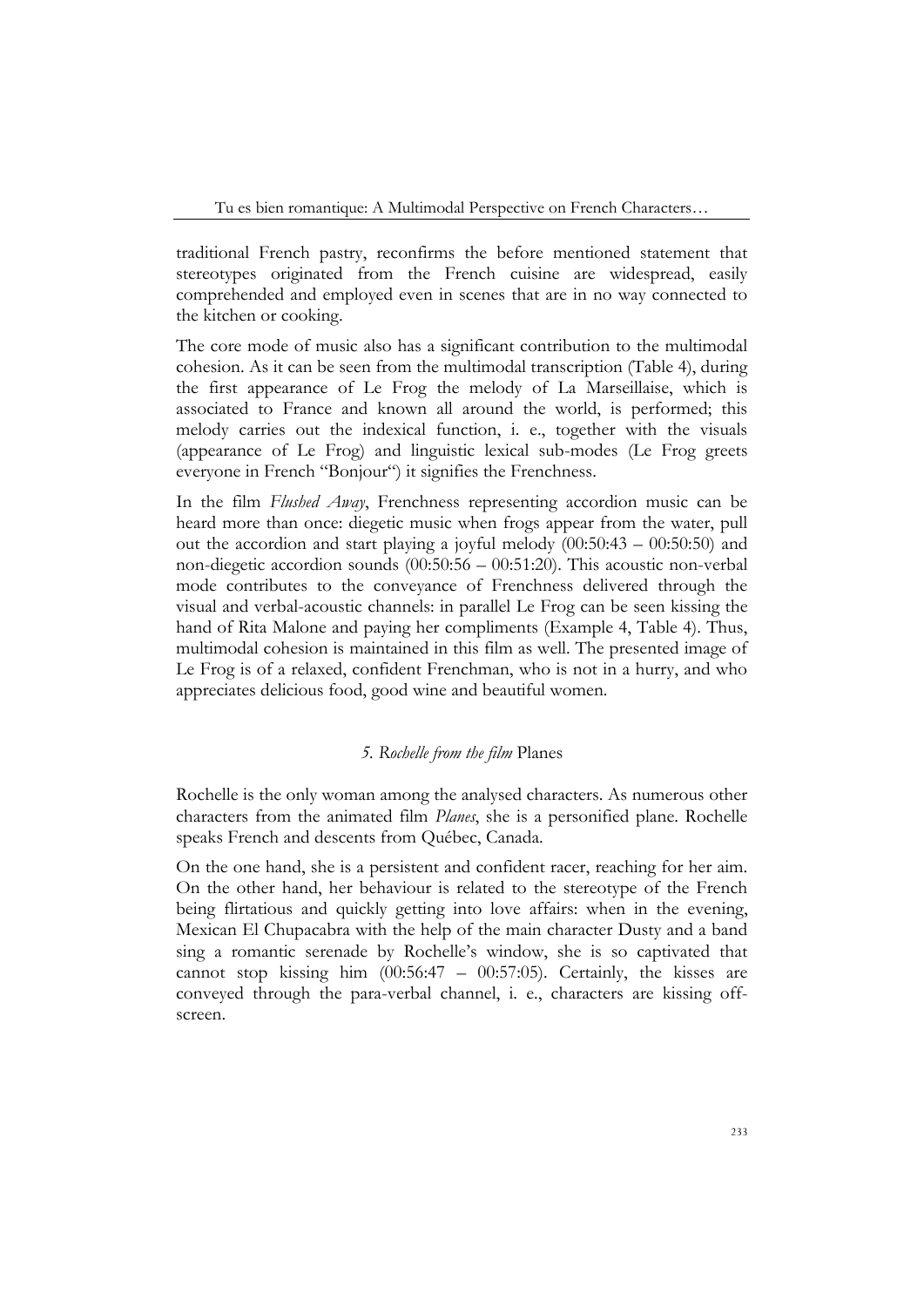traditional French pastry, reconfirms the before mentioned statement that stereotypes originated from the French cuisine are widespread, easily comprehended and employed even in scenes that are in no way connected to the kitchen or cooking.

The core mode of music also has a significant contribution to the multimodal cohesion. As it can be seen from the multimodal transcription (Table 4), during the first appearance of Le Frog the melody of La Marseillaise, which is associated to France and known all around the world, is performed; this melody carries out the indexical function, i. e., together with the visuals (appearance of Le Frog) and linguistic lexical sub-modes (Le Frog greets everyone in French "Bonjour") it signifies the Frenchness.

In the film *Flushed Away*, Frenchness representing accordion music can be heard more than once: diegetic music when frogs appear from the water, pull out the accordion and start playing a joyful melody (00:50:43 – 00:50:50) and non-diegetic accordion sounds (00:50:56 – 00:51:20). This acoustic non-verbal mode contributes to the conveyance of Frenchness delivered through the visual and verbal-acoustic channels: in parallel Le Frog can be seen kissing the hand of Rita Malone and paying her compliments (Example 4, Table 4). Thus, multimodal cohesion is maintained in this film as well. The presented image of Le Frog is of a relaxed, confident Frenchman, who is not in a hurry, and who appreciates delicious food, good wine and beautiful women.

### *5. Rochelle from the film* Planes

Rochelle is the only woman among the analysed characters. As numerous other characters from the animated film *Planes*, she is a personified plane. Rochelle speaks French and descents from Québec, Canada.

On the one hand, she is a persistent and confident racer, reaching for her aim. On the other hand, her behaviour is related to the stereotype of the French being flirtatious and quickly getting into love affairs: when in the evening, Mexican El Chupacabra with the help of the main character Dusty and a band sing a romantic serenade by Rochelle's window, she is so captivated that cannot stop kissing him (00:56:47 – 00:57:05). Certainly, the kisses are conveyed through the para-verbal channel, i. e., characters are kissing off-screen.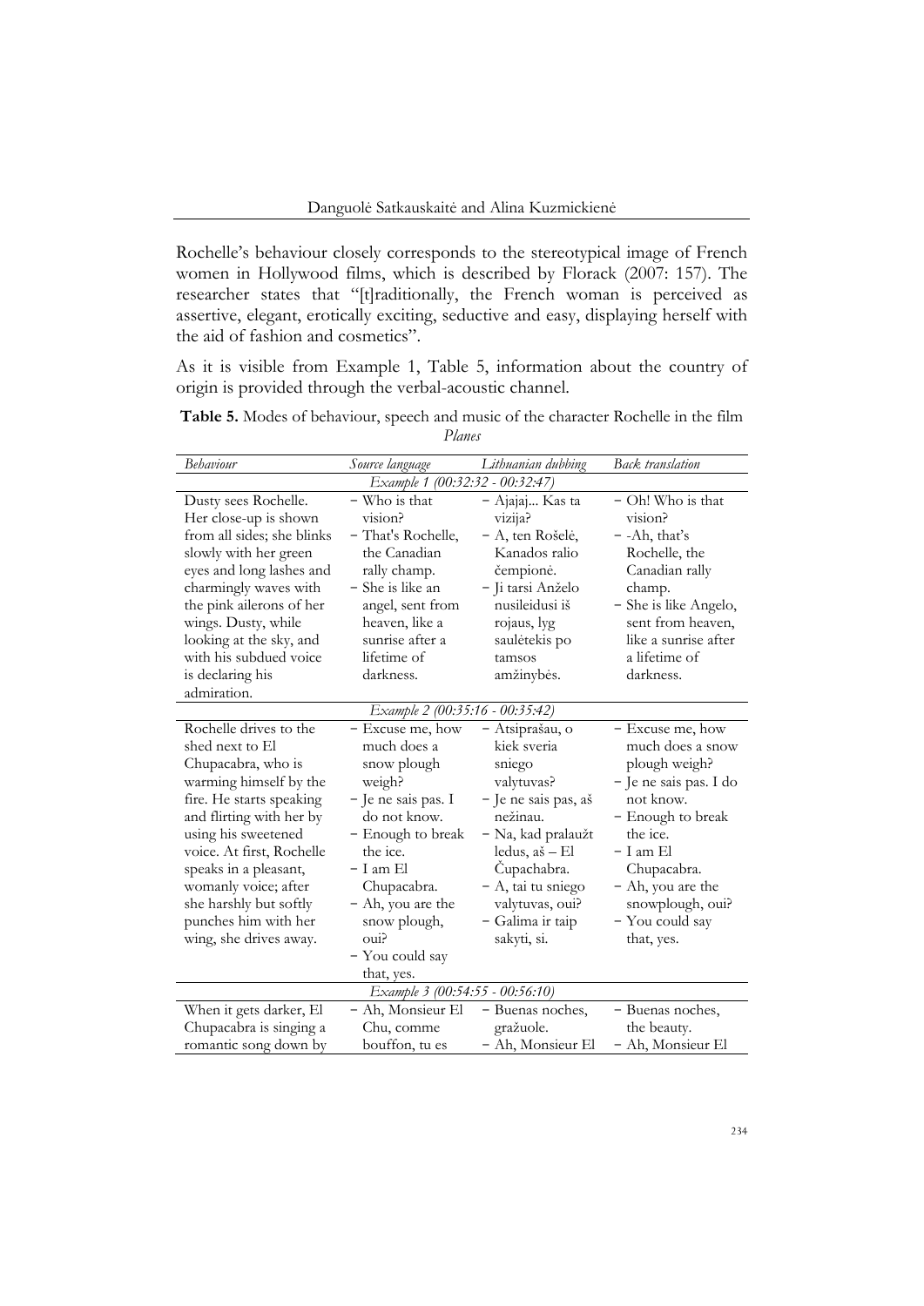Rochelle's behaviour closely corresponds to the stereotypical image of French women in Hollywood films, which is described by Florack (2007: 157). The researcher states that "[t]raditionally, the French woman is perceived as assertive, elegant, erotically exciting, seductive and easy, displaying herself with the aid of fashion and cosmetics".

As it is visible from Example 1, Table 5, information about the country of origin is provided through the verbal-acoustic channel.

**Table 5.** Modes of behaviour, speech and music of the character Rochelle in the film *Planes*

| *Behaviour* | *Source language* | *Lithuanian dubbing* | *Back translation* |
|---|---|---|---|
| *Example 1 (00:32:32 - 00:32:47)* | | | |
| Dusty sees Rochelle. Her close-up is shown from all sides; she blinks slowly with her green eyes and long lashes and charmingly waves with the pink ailerons of her wings. Dusty, while looking at the sky, and with his subdued voice is declaring his admiration. | – Who is that vision? – That's Rochelle, the Canadian rally champ. – She is like an angel, sent from heaven, like a sunrise after a lifetime of darkness. | – Ajajaj... Kas ta vizija? – A, ten Rošelė, Kanados ralio čempionė. – Ji tarsi Anželo nusileidusi iš rojaus, lyg saulėtekis po tamsos amžinybės. | – Oh! Who is that vision? – -Ah, that's Rochelle, the Canadian rally champ. – She is like Angelo, sent from heaven, like a sunrise after a lifetime of darkness. |
| *Example 2 (00:35:16 - 00:35:42)* | | | |
| Rochelle drives to the shed next to El Chupacabra, who is warming himself by the fire. He starts speaking and flirting with her by using his sweetened voice. At first, Rochelle speaks in a pleasant, womanly voice; after she harshly but softly punches him with her wing, she drives away. | – Excuse me, how much does a snow plough weigh? – Je ne sais pas. I do not know. – Enough to break the ice. – I am El Chupacabra. – Ah, you are the snow plough, oui? – You could say that, yes. | – Atsiprašau, o kiek sveria sniego valytuvas? – Je ne sais pas, aš nežinau. – Na, kad pralaužt ledus, aš – El Čupachabra. – A, tai tu sniego valytuvas, oui? – Galima ir taip sakyti, si. | – Excuse me, how much does a snow plough weigh? – Je ne sais pas. I do not know. – Enough to break the ice. – I am El Chupacabra. – Ah, you are the snowplough, oui? – You could say that, yes. |
| *Example 3 (00:54:55 - 00:56:10)* | | | |
| When it gets darker, El Chupacabra is singing a romantic song down by | – Ah, Monsieur El Chu, comme bouffon, tu es | – Buenas noches, gražuole. – Ah, Monsieur El | – Buenas noches, the beauty. – Ah, Monsieur El |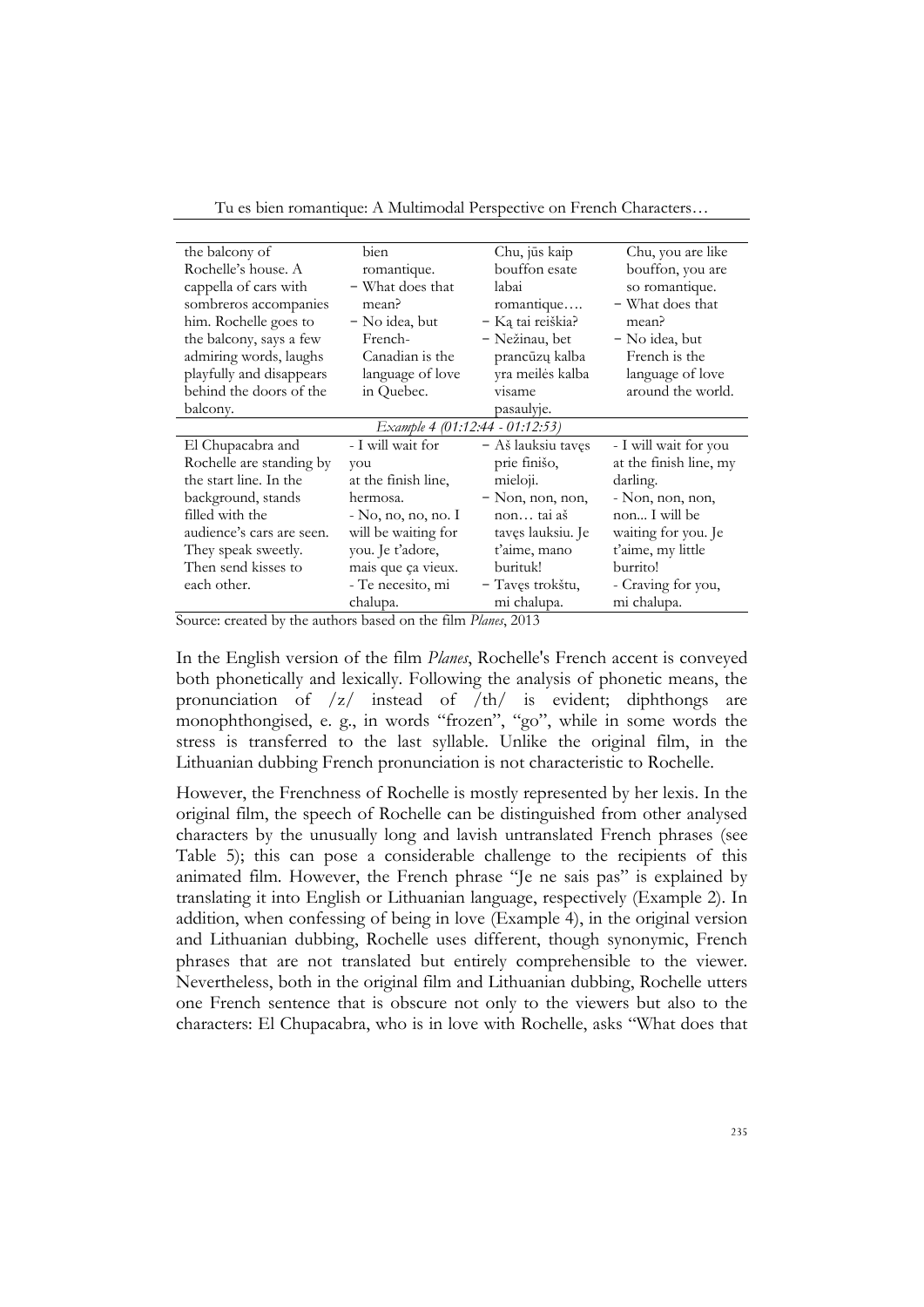| the balcony of Rochelle's house. A cappella of cars with sombreros accompanies him. Rochelle goes to the balcony, says a few admiring words, laughs playfully and disappears behind the doors of the balcony. | bien romantique. – What does that mean? – No idea, but French-Canadian is the language of love in Quebec. | Chu, jūs kaip bouffon esate labai romantique…. – Ką tai reiškia? – Nežinau, bet prancūzų kalba yra meilės kalba visame pasaulyje. | Chu, you are like bouffon, you are so romantique. – What does that mean? – No idea, but French is the language of love around the world. |
|---|---|---|---|
| *Example 4 (01:12:44 - 01:12:53)* | | | |
| El Chupacabra and Rochelle are standing by the start line. In the background, stands filled with the audience's cars are seen. They speak sweetly. Then send kisses to each other. | - I will wait for you at the finish line, hermosa. - No, no, no, no. I will be waiting for you. Je t'adore, mais que ça vieux. - Te necesito, mi chalupa. | – Aš lauksiu tavęs prie finišo, mieloji. – Non, non, non, non… tai aš tavęs lauksiu. Je t'aime, mano burituk! – Tavęs trokštu, mi chalupa. | - I will wait for you at the finish line, my darling. - Non, non, non, non... I will be waiting for you. Je t'aime, my little burrito! - Craving for you, mi chalupa. |

Source: created by the authors based on the film *Planes*, 2013

In the English version of the film *Planes*, Rochelle's French accent is conveyed both phonetically and lexically. Following the analysis of phonetic means, the pronunciation of /z/ instead of /th/ is evident; diphthongs are monophthongised, e. g., in words "frozen", "go", while in some words the stress is transferred to the last syllable. Unlike the original film, in the Lithuanian dubbing French pronunciation is not characteristic to Rochelle.

However, the Frenchness of Rochelle is mostly represented by her lexis. In the original film, the speech of Rochelle can be distinguished from other analysed characters by the unusually long and lavish untranslated French phrases (see Table 5); this can pose a considerable challenge to the recipients of this animated film. However, the French phrase "Je ne sais pas" is explained by translating it into English or Lithuanian language, respectively (Example 2). In addition, when confessing of being in love (Example 4), in the original version and Lithuanian dubbing, Rochelle uses different, though synonymic, French phrases that are not translated but entirely comprehensible to the viewer. Nevertheless, both in the original film and Lithuanian dubbing, Rochelle utters one French sentence that is obscure not only to the viewers but also to the characters: El Chupacabra, who is in love with Rochelle, asks "What does that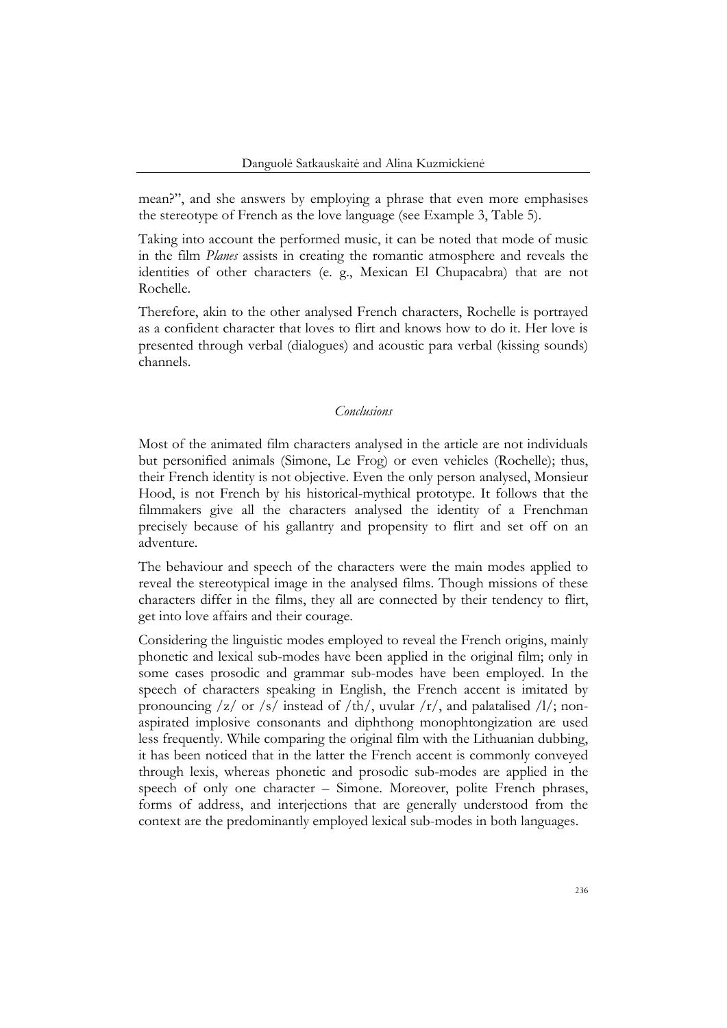mean?", and she answers by employing a phrase that even more emphasises the stereotype of French as the love language (see Example 3, Table 5).

Taking into account the performed music, it can be noted that mode of music in the film *Planes* assists in creating the romantic atmosphere and reveals the identities of other characters (e. g., Mexican El Chupacabra) that are not Rochelle.

Therefore, akin to the other analysed French characters, Rochelle is portrayed as a confident character that loves to flirt and knows how to do it. Her love is presented through verbal (dialogues) and acoustic para verbal (kissing sounds) channels.

## *Conclusions*

Most of the animated film characters analysed in the article are not individuals but personified animals (Simone, Le Frog) or even vehicles (Rochelle); thus, their French identity is not objective. Even the only person analysed, Monsieur Hood, is not French by his historical-mythical prototype. It follows that the filmmakers give all the characters analysed the identity of a Frenchman precisely because of his gallantry and propensity to flirt and set off on an adventure.

The behaviour and speech of the characters were the main modes applied to reveal the stereotypical image in the analysed films. Though missions of these characters differ in the films, they all are connected by their tendency to flirt, get into love affairs and their courage.

Considering the linguistic modes employed to reveal the French origins, mainly phonetic and lexical sub-modes have been applied in the original film; only in some cases prosodic and grammar sub-modes have been employed. In the speech of characters speaking in English, the French accent is imitated by pronouncing /z/ or /s/ instead of /th/, uvular /r/, and palatalised /l/; non-aspirated implosive consonants and diphthong monophtongization are used less frequently. While comparing the original film with the Lithuanian dubbing, it has been noticed that in the latter the French accent is commonly conveyed through lexis, whereas phonetic and prosodic sub-modes are applied in the speech of only one character – Simone. Moreover, polite French phrases, forms of address, and interjections that are generally understood from the context are the predominantly employed lexical sub-modes in both languages.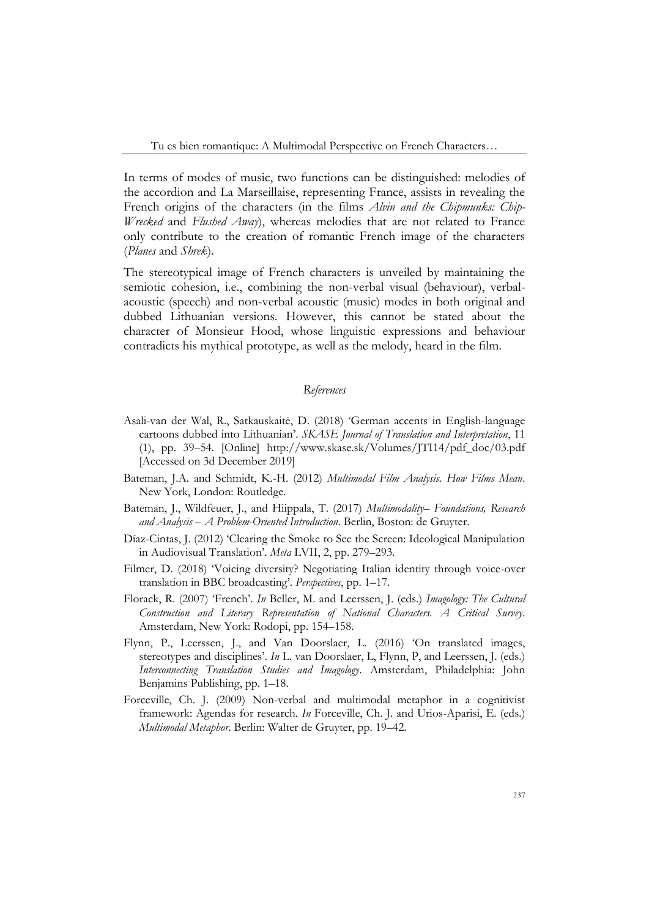In terms of modes of music, two functions can be distinguished: melodies of the accordion and La Marseillaise, representing France, assists in revealing the French origins of the characters (in the films *Alvin and the Chipmunks: Chip-Wrecked* and *Flushed Away*), whereas melodies that are not related to France only contribute to the creation of romantic French image of the characters (*Planes* and *Shrek*).

The stereotypical image of French characters is unveiled by maintaining the semiotic cohesion, i.e., combining the non-verbal visual (behaviour), verbal-acoustic (speech) and non-verbal acoustic (music) modes in both original and dubbed Lithuanian versions. However, this cannot be stated about the character of Monsieur Hood, whose linguistic expressions and behaviour contradicts his mythical prototype, as well as the melody, heard in the film.

## *References*

Asali-van der Wal, R., Satkauskaitė, D. (2018) 'German accents in English-language cartoons dubbed into Lithuanian'. *SKASE Journal of Translation and Interpretation*, 11 (1), pp. 39–54. [Online] http://www.skase.sk/Volumes/JTI14/pdf_doc/03.pdf [Accessed on 3d December 2019]

Bateman, J.A. and Schmidt, K.-H. (2012) *Multimodal Film Analysis. How Films Mean*. New York, London: Routledge.

Bateman, J., Wildfeuer, J., and Hiippala, T. (2017) *Multimodality– Foundations, Research and Analysis – A Problem-Oriented Introduction*. Berlin, Boston: de Gruyter.

Díaz-Cintas, J. (2012) 'Clearing the Smoke to See the Screen: Ideological Manipulation in Audiovisual Translation'. *Meta* LVII, 2, pp. 279–293.

Filmer, D. (2018) 'Voicing diversity? Negotiating Italian identity through voice-over translation in BBC broadcasting'. *Perspectives*, pp. 1–17.

Florack, R. (2007) 'French'. *In* Beller, M. and Leerssen, J. (eds.) *Imagology: The Cultural Construction and Literary Representation of National Characters. A Critical Survey*. Amsterdam, New York: Rodopi, pp. 154–158.

Flynn, P., Leerssen, J., and Van Doorslaer, L. (2016) 'On translated images, stereotypes and disciplines'. *In* L. van Doorslaer, L, Flynn, P, and Leerssen, J. (eds.) *Interconnecting Translation Studies and Imagology*. Amsterdam, Philadelphia: John Benjamins Publishing, pp. 1–18.

Forceville, Ch. J. (2009) Non-verbal and multimodal metaphor in a cognitivist framework: Agendas for research. *In* Forceville, Ch. J. and Urios-Aparisi, E. (eds.) *Multimodal Metaphor*. Berlin: Walter de Gruyter, pp. 19–42.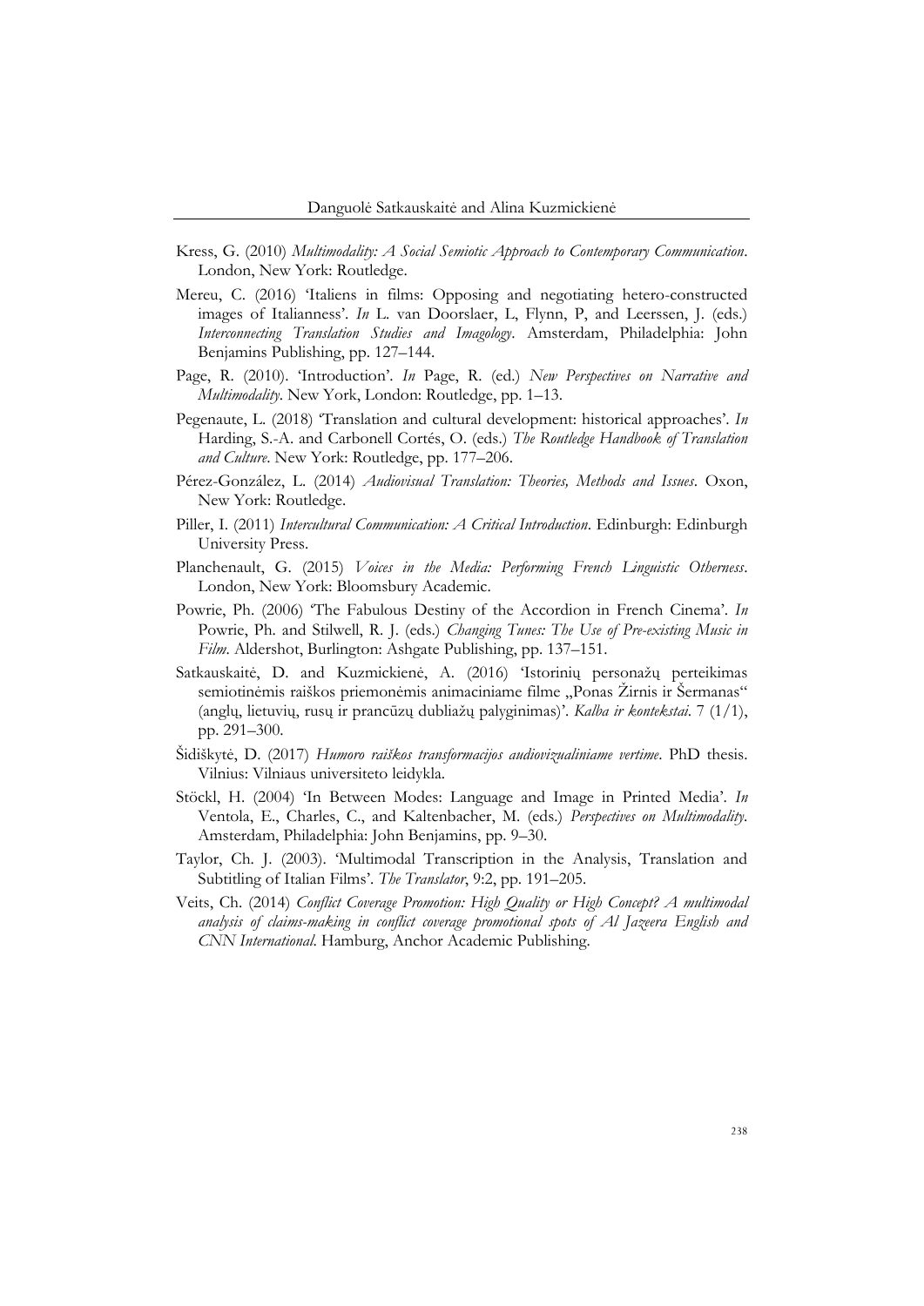Kress, G. (2010) *Multimodality: A Social Semiotic Approach to Contemporary Communication*. London, New York: Routledge.

Mereu, C. (2016) 'Italiens in films: Opposing and negotiating hetero-constructed images of Italianness'. *In* L. van Doorslaer, L, Flynn, P, and Leerssen, J. (eds.) *Interconnecting Translation Studies and Imagology*. Amsterdam, Philadelphia: John Benjamins Publishing, pp. 127–144.

Page, R. (2010). 'Introduction'. *In* Page, R. (ed.) *New Perspectives on Narrative and Multimodality*. New York, London: Routledge, pp. 1–13.

Pegenaute, L. (2018) 'Translation and cultural development: historical approaches'. *In* Harding, S.-A. and Carbonell Cortés, O. (eds.) *The Routledge Handbook of Translation and Culture*. New York: Routledge, pp. 177–206.

Pérez-González, L. (2014) *Audiovisual Translation: Theories, Methods and Issues*. Oxon, New York: Routledge.

Piller, I. (2011) *Intercultural Communication: A Critical Introduction*. Edinburgh: Edinburgh University Press.

Planchenault, G. (2015) *Voices in the Media: Performing French Linguistic Otherness*. London, New York: Bloomsbury Academic.

Powrie, Ph. (2006) 'The Fabulous Destiny of the Accordion in French Cinema'. *In* Powrie, Ph. and Stilwell, R. J. (eds.) *Changing Tunes: The Use of Pre-existing Music in Film*. Aldershot, Burlington: Ashgate Publishing, pp. 137–151.

Satkauskaitė, D. and Kuzmickienė, A. (2016) 'Istorinių personažų perteikimas semiotinėmis raiškos priemonėmis animaciniame filme „Ponas Žirnis ir Šermanas" (anglų, lietuvių, rusų ir prancūzų dubliažų palyginimas)'. *Kalba ir kontekstai*. 7 (1/1), pp. 291–300.

Šidiškytė, D. (2017) *Humoro raiškos transformacijos audiovizualiniame vertime*. PhD thesis. Vilnius: Vilniaus universiteto leidykla.

Stöckl, H. (2004) 'In Between Modes: Language and Image in Printed Media'. *In* Ventola, E., Charles, C., and Kaltenbacher, M. (eds.) *Perspectives on Multimodality*. Amsterdam, Philadelphia: John Benjamins, pp. 9–30.

Taylor, Ch. J. (2003). 'Multimodal Transcription in the Analysis, Translation and Subtitling of Italian Films'. *The Translator*, 9:2, pp. 191–205.

Veits, Ch. (2014) *Conflict Coverage Promotion: High Quality or High Concept? A multimodal analysis of claims-making in conflict coverage promotional spots of Al Jazeera English and CNN International*. Hamburg, Anchor Academic Publishing.